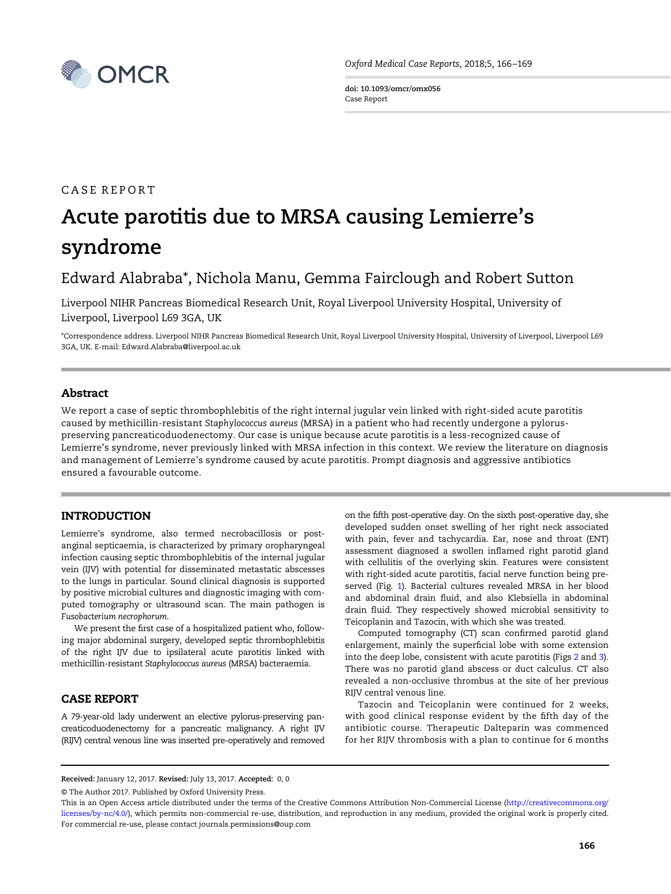CASE REPORT

# Acute parotitis due to MRSA causing Lemierre's syndrome

Edward Alabraba*, Nichola Manu, Gemma Fairclough and Robert Sutton

Liverpool NIHR Pancreas Biomedical Research Unit, Royal Liverpool University Hospital, University of Liverpool, Liverpool L69 3GA, UK

*Correspondence address. Liverpool NIHR Pancreas Biomedical Research Unit, Royal Liverpool University Hospital, University of Liverpool, Liverpool L69 3GA, UK. E-mail: Edward.Alabraba@liverpool.ac.uk

## Abstract

We report a case of septic thrombophlebitis of the right internal jugular vein linked with right-sided acute parotitis caused by methicillin-resistant *Staphylococcus aureus* (MRSA) in a patient who had recently undergone a pylorus-preserving pancreaticoduodenectomy. Our case is unique because acute parotitis is a less-recognized cause of Lemierre's syndrome, never previously linked with MRSA infection in this context. We review the literature on diagnosis and management of Lemierre's syndrome caused by acute parotitis. Prompt diagnosis and aggressive antibiotics ensured a favourable outcome.

## INTRODUCTION

Lemierre's syndrome, also termed necrobacillosis or post-anginal septicaemia, is characterized by primary oropharyngeal infection causing septic thrombophlebitis of the internal jugular vein (IJV) with potential for disseminated metastatic abscesses to the lungs in particular. Sound clinical diagnosis is supported by positive microbial cultures and diagnostic imaging with computed tomography or ultrasound scan. The main pathogen is *Fusobacterium necrophorum*.

We present the first case of a hospitalized patient who, following major abdominal surgery, developed septic thrombophlebitis of the right IJV due to ipsilateral acute parotitis linked with methicillin-resistant *Staphylococcus aureus* (MRSA) bacteraemia.

## CASE REPORT

A 79-year-old lady underwent an elective pylorus-preserving pancreaticoduodenectomy for a pancreatic malignancy. A right IJV (RIJV) central venous line was inserted pre-operatively and removed on the fifth post-operative day. On the sixth post-operative day, she developed sudden onset swelling of her right neck associated with pain, fever and tachycardia. Ear, nose and throat (ENT) assessment diagnosed a swollen inflamed right parotid gland with cellulitis of the overlying skin. Features were consistent with right-sided acute parotitis, facial nerve function being preserved (Fig. 1). Bacterial cultures revealed MRSA in her blood and abdominal drain fluid, and also Klebsiella in abdominal drain fluid. They respectively showed microbial sensitivity to Teicoplanin and Tazocin, with which she was treated.

Computed tomography (CT) scan confirmed parotid gland enlargement, mainly the superficial lobe with some extension into the deep lobe, consistent with acute parotitis (Figs 2 and 3). There was no parotid gland abscess or duct calculus. CT also revealed a non-occlusive thrombus at the site of her previous RIJV central venous line.

Tazocin and Teicoplanin were continued for 2 weeks, with good clinical response evident by the fifth day of the antibiotic course. Therapeutic Dalteparin was commenced for her RIJV thrombosis with a plan to continue for 6 months

**Received:** January 12, 2017. **Revised:** July 13, 2017. **Accepted:** 0, 0

© The Author 2017. Published by Oxford University Press.

This is an Open Access article distributed under the terms of the Creative Commons Attribution Non-Commercial License (http://creativecommons.org/licenses/by-nc/4.0/), which permits non-commercial re-use, distribution, and reproduction in any medium, provided the original work is properly cited. For commercial re-use, please contact journals.permissions@oup.com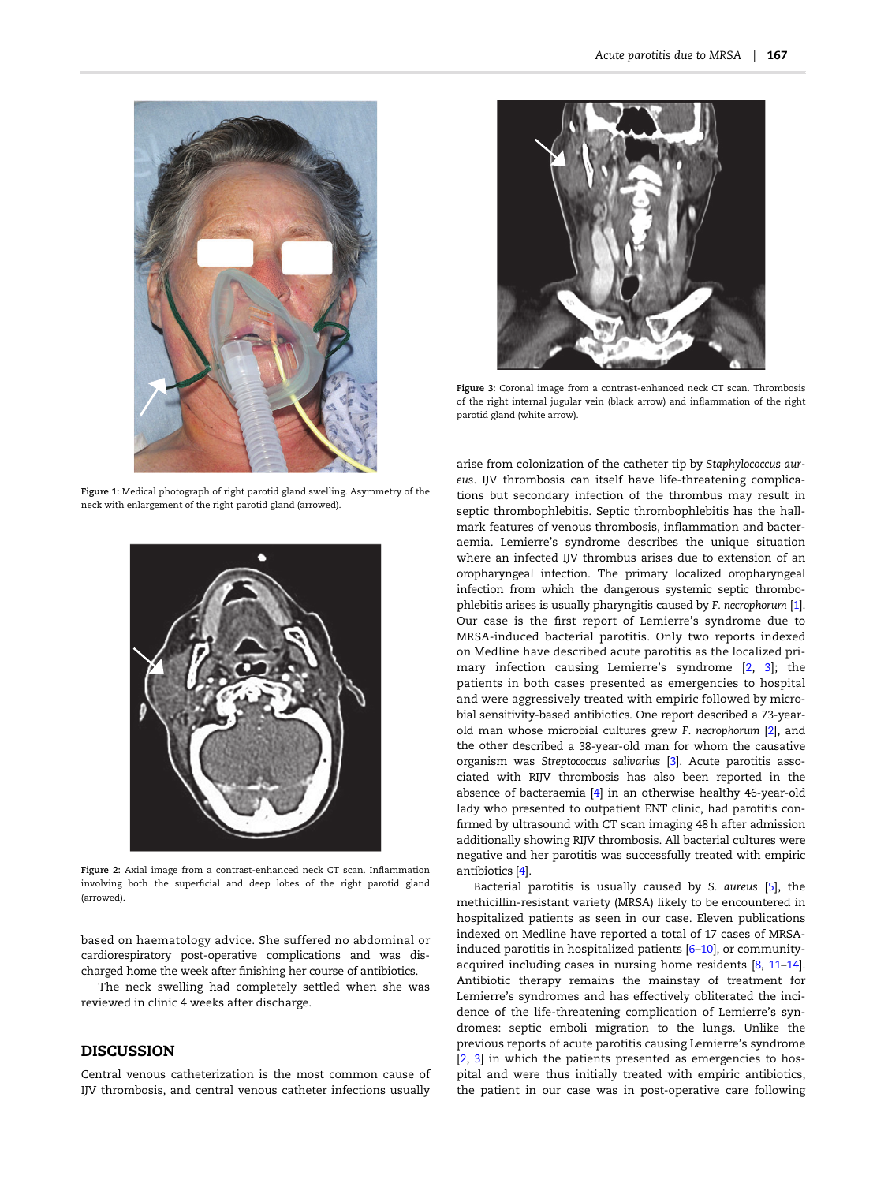Figure 1: Medical photograph of right parotid gland swelling. Asymmetry of the neck with enlargement of the right parotid gland (arrowed).

Figure 2: Axial image from a contrast-enhanced neck CT scan. Inflammation involving both the superficial and deep lobes of the right parotid gland (arrowed).

based on haematology advice. She suffered no abdominal or cardiorespiratory post-operative complications and was discharged home the week after finishing her course of antibiotics.

The neck swelling had completely settled when she was reviewed in clinic 4 weeks after discharge.

## DISCUSSION

Central venous catheterization is the most common cause of IJV thrombosis, and central venous catheter infections usually arise from colonization of the catheter tip by *Staphylococcus aureus*. IJV thrombosis can itself have life-threatening complications but secondary infection of the thrombus may result in septic thrombophlebitis. Septic thrombophlebitis has the hallmark features of venous thrombosis, inflammation and bacteraemia. Lemierre's syndrome describes the unique situation where an infected IJV thrombus arises due to extension of an oropharyngeal infection. The primary localized oropharyngeal infection from which the dangerous systemic septic thrombophlebitis arises is usually pharyngitis caused by *F. necrophorum* [1]. Our case is the first report of Lemierre's syndrome due to MRSA-induced bacterial parotitis. Only two reports indexed on Medline have described acute parotitis as the localized primary infection causing Lemierre's syndrome [2, 3]; the patients in both cases presented as emergencies to hospital and were aggressively treated with empiric followed by microbial sensitivity-based antibiotics. One report described a 73-year-old man whose microbial cultures grew *F. necrophorum* [2], and the other described a 38-year-old man for whom the causative organism was *Streptococcus salivarius* [3]. Acute parotitis associated with RIJV thrombosis has also been reported in the absence of bacteraemia [4] in an otherwise healthy 46-year-old lady who presented to outpatient ENT clinic, had parotitis confirmed by ultrasound with CT scan imaging 48 h after admission additionally showing RIJV thrombosis. All bacterial cultures were negative and her parotitis was successfully treated with empiric antibiotics [4].

Bacterial parotitis is usually caused by *S. aureus* [5], the methicillin-resistant variety (MRSA) likely to be encountered in hospitalized patients as seen in our case. Eleven publications indexed on Medline have reported a total of 17 cases of MRSA-induced parotitis in hospitalized patients [6–10], or community-acquired including cases in nursing home residents [8, 11–14]. Antibiotic therapy remains the mainstay of treatment for Lemierre's syndromes and has effectively obliterated the incidence of the life-threatening complication of Lemierre's syndromes: septic emboli migration to the lungs. Unlike the previous reports of acute parotitis causing Lemierre's syndrome [2, 3] in which the patients presented as emergencies to hospital and were thus initially treated with empiric antibiotics, the patient in our case was in post-operative care following

Figure 3: Coronal image from a contrast-enhanced neck CT scan. Thrombosis of the right internal jugular vein (black arrow) and inflammation of the right parotid gland (white arrow).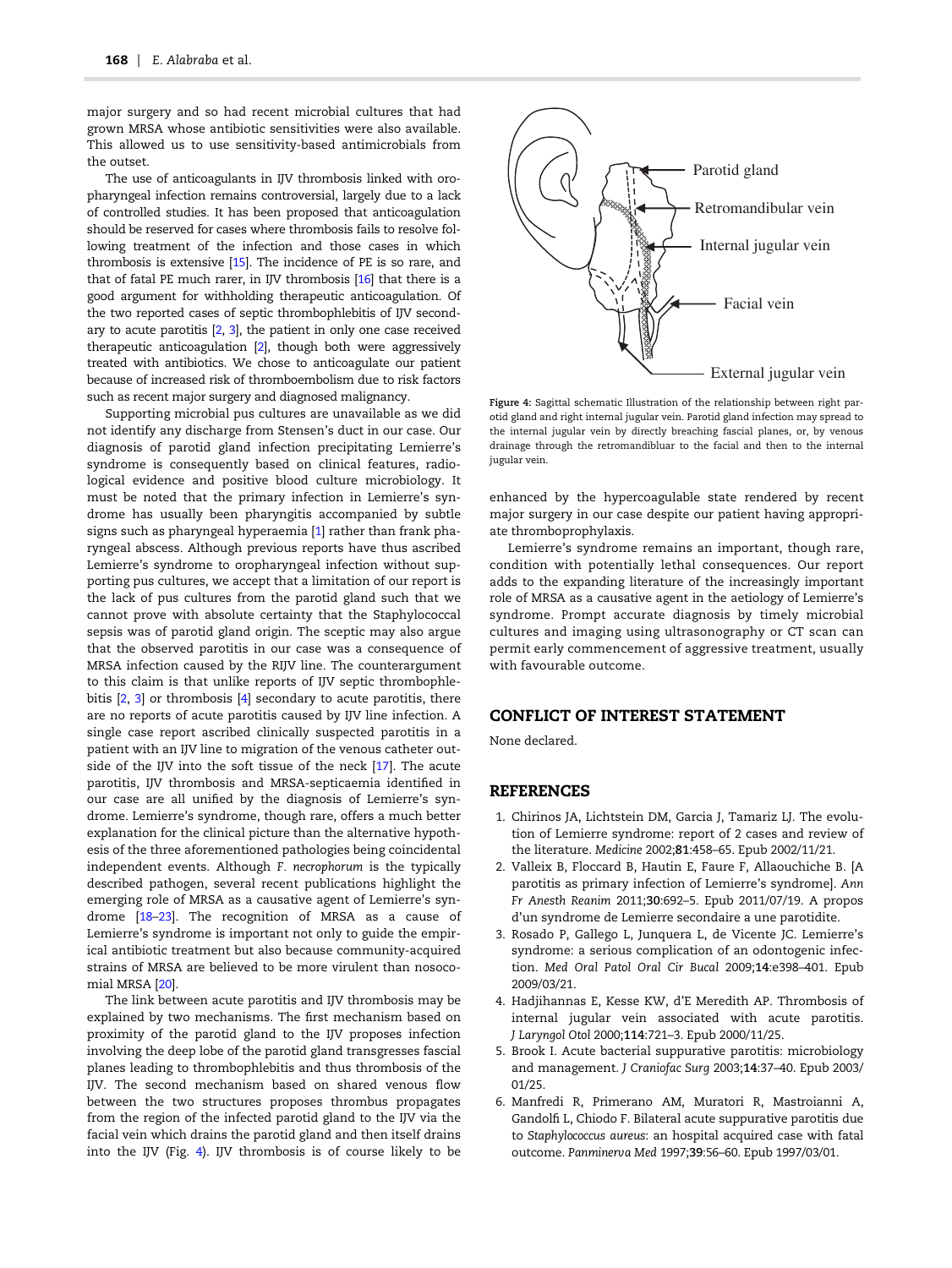major surgery and so had recent microbial cultures that had grown MRSA whose antibiotic sensitivities were also available. This allowed us to use sensitivity-based antimicrobials from the outset.

The use of anticoagulants in IJV thrombosis linked with oropharyngeal infection remains controversial, largely due to a lack of controlled studies. It has been proposed that anticoagulation should be reserved for cases where thrombosis fails to resolve following treatment of the infection and those cases in which thrombosis is extensive [15]. The incidence of PE is so rare, and that of fatal PE much rarer, in IJV thrombosis [16] that there is a good argument for withholding therapeutic anticoagulation. Of the two reported cases of septic thrombophlebitis of IJV secondary to acute parotitis [2, 3], the patient in only one case received therapeutic anticoagulation [2], though both were aggressively treated with antibiotics. We chose to anticoagulate our patient because of increased risk of thromboembolism due to risk factors such as recent major surgery and diagnosed malignancy.

Supporting microbial pus cultures are unavailable as we did not identify any discharge from Stensen's duct in our case. Our diagnosis of parotid gland infection precipitating Lemierre's syndrome is consequently based on clinical features, radiological evidence and positive blood culture microbiology. It must be noted that the primary infection in Lemierre's syndrome has usually been pharyngitis accompanied by subtle signs such as pharyngeal hyperaemia [1] rather than frank pharyngeal abscess. Although previous reports have thus ascribed Lemierre's syndrome to oropharyngeal infection without supporting pus cultures, we accept that a limitation of our report is the lack of pus cultures from the parotid gland such that we cannot prove with absolute certainty that the Staphylococcal sepsis was of parotid gland origin. The sceptic may also argue that the observed parotitis in our case was a consequence of MRSA infection caused by the RIJV line. The counterargument to this claim is that unlike reports of IJV septic thrombophlebitis [2, 3] or thrombosis [4] secondary to acute parotitis, there are no reports of acute parotitis caused by IJV line infection. A single case report ascribed clinically suspected parotitis in a patient with an IJV line to migration of the venous catheter outside of the IJV into the soft tissue of the neck [17]. The acute parotitis, IJV thrombosis and MRSA-septicaemia identified in our case are all unified by the diagnosis of Lemierre's syndrome. Lemierre's syndrome, though rare, offers a much better explanation for the clinical picture than the alternative hypothesis of the three aforementioned pathologies being coincidental independent events. Although *F. necrophorum* is the typically described pathogen, several recent publications highlight the emerging role of MRSA as a causative agent of Lemierre's syndrome [18–23]. The recognition of MRSA as a cause of Lemierre's syndrome is important not only to guide the empirical antibiotic treatment but also because community-acquired strains of MRSA are believed to be more virulent than nosocomial MRSA [20].

The link between acute parotitis and IJV thrombosis may be explained by two mechanisms. The first mechanism based on proximity of the parotid gland to the IJV proposes infection involving the deep lobe of the parotid gland transgresses fascial planes leading to thrombophlebitis and thus thrombosis of the IJV. The second mechanism based on shared venous flow between the two structures proposes thrombus propagates from the region of the infected parotid gland to the IJV via the facial vein which drains the parotid gland and then itself drains into the IJV (Fig. 4). IJV thrombosis is of course likely to be enhanced by the hypercoagulable state rendered by recent major surgery in our case despite our patient having appropriate thromboprophylaxis.

Parotid gland

Retromandibular vein

Internal jugular vein

Facial vein

External jugular vein

Figure 4: Sagittal schematic Illustration of the relationship between right parotid gland and right internal jugular vein. Parotid gland infection may spread to the internal jugular vein by directly breaching fascial planes, or, by venous drainage through the retromandibluar to the facial and then to the internal jugular vein.

Lemierre's syndrome remains an important, though rare, condition with potentially lethal consequences. Our report adds to the expanding literature of the increasingly important role of MRSA as a causative agent in the aetiology of Lemierre's syndrome. Prompt accurate diagnosis by timely microbial cultures and imaging using ultrasonography or CT scan can permit early commencement of aggressive treatment, usually with favourable outcome.

## CONFLICT OF INTEREST STATEMENT

None declared.

## REFERENCES

1. Chirinos JA, Lichtstein DM, Garcia J, Tamariz LJ. The evolution of Lemierre syndrome: report of 2 cases and review of the literature. *Medicine* 2002;**81**:458–65. Epub 2002/11/21.
2. Valleix B, Floccard B, Hautin E, Faure F, Allaouchiche B. [A parotitis as primary infection of Lemierre's syndrome]. *Ann Fr Anesth Reanim* 2011;**30**:692–5. Epub 2011/07/19. A propos d'un syndrome de Lemierre secondaire a une parotidite.
3. Rosado P, Gallego L, Junquera L, de Vicente JC. Lemierre's syndrome: a serious complication of an odontogenic infection. *Med Oral Patol Oral Cir Bucal* 2009;**14**:e398–401. Epub 2009/03/21.
4. Hadjihannas E, Kesse KW, d'E Meredith AP. Thrombosis of internal jugular vein associated with acute parotitis. *J Laryngol Otol* 2000;**114**:721–3. Epub 2000/11/25.
5. Brook I. Acute bacterial suppurative parotitis: microbiology and management. *J Craniofac Surg* 2003;**14**:37–40. Epub 2003/01/25.
6. Manfredi R, Primerano AM, Muratori R, Mastroianni A, Gandolfi L, Chiodo F. Bilateral acute suppurative parotitis due to *Staphylococcus aureus*: an hospital acquired case with fatal outcome. *Panminerva Med* 1997;**39**:56–60. Epub 1997/03/01.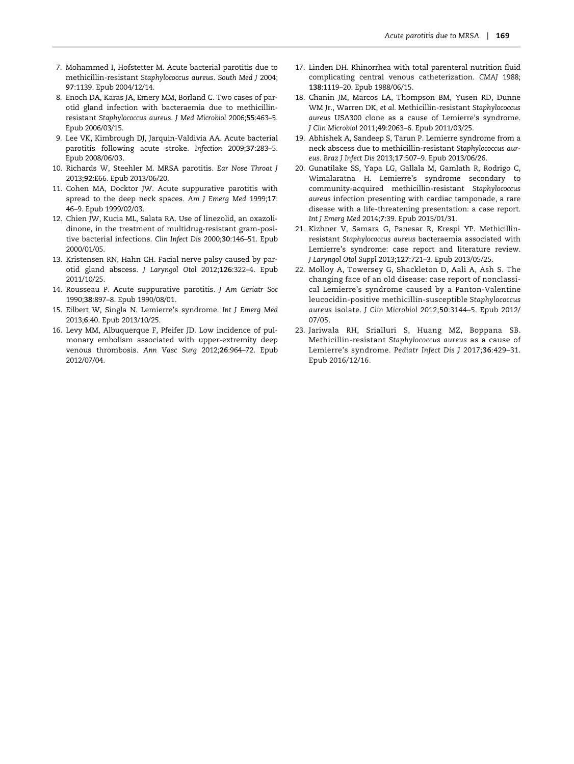7. Mohammed I, Hofstetter M. Acute bacterial parotitis due to methicillin-resistant *Staphylococcus aureus*. *South Med J* 2004; **97**:1139. Epub 2004/12/14.
8. Enoch DA, Karas JA, Emery MM, Borland C. Two cases of parotid gland infection with bacteraemia due to methicillin-resistant *Staphylococcus aureus*. *J Med Microbiol* 2006;**55**:463–5. Epub 2006/03/15.
9. Lee VK, Kimbrough DJ, Jarquin-Valdivia AA. Acute bacterial parotitis following acute stroke. *Infection* 2009;**37**:283–5. Epub 2008/06/03.
10. Richards W, Steehler M. MRSA parotitis. *Ear Nose Throat J* 2013;**92**:E66. Epub 2013/06/20.
11. Cohen MA, Docktor JW. Acute suppurative parotitis with spread to the deep neck spaces. *Am J Emerg Med* 1999;**17**: 46–9. Epub 1999/02/03.
12. Chien JW, Kucia ML, Salata RA. Use of linezolid, an oxazolidinone, in the treatment of multidrug-resistant gram-positive bacterial infections. *Clin Infect Dis* 2000;**30**:146–51. Epub 2000/01/05.
13. Kristensen RN, Hahn CH. Facial nerve palsy caused by parotid gland abscess. *J Laryngol Otol* 2012;**126**:322–4. Epub 2011/10/25.
14. Rousseau P. Acute suppurative parotitis. *J Am Geriatr Soc* 1990;**38**:897–8. Epub 1990/08/01.
15. Eilbert W, Singla N. Lemierre's syndrome. *Int J Emerg Med* 2013;**6**:40. Epub 2013/10/25.
16. Levy MM, Albuquerque F, Pfeifer JD. Low incidence of pulmonary embolism associated with upper-extremity deep venous thrombosis. *Ann Vasc Surg* 2012;**26**:964–72. Epub 2012/07/04.
17. Linden DH. Rhinorrhea with total parenteral nutrition fluid complicating central venous catheterization. *CMAJ* 1988; **138**:1119–20. Epub 1988/06/15.
18. Chanin JM, Marcos LA, Thompson BM, Yusen RD, Dunne WM Jr., Warren DK, *et al*. Methicillin-resistant *Staphylococcus aureus* USA300 clone as a cause of Lemierre's syndrome. *J Clin Microbiol* 2011;**49**:2063–6. Epub 2011/03/25.
19. Abhishek A, Sandeep S, Tarun P. Lemierre syndrome from a neck abscess due to methicillin-resistant *Staphylococcus aureus*. *Braz J Infect Dis* 2013;**17**:507–9. Epub 2013/06/26.
20. Gunatilake SS, Yapa LG, Gallala M, Gamlath R, Rodrigo C, Wimalaratna H. Lemierre's syndrome secondary to community-acquired methicillin-resistant *Staphylococcus aureus* infection presenting with cardiac tamponade, a rare disease with a life-threatening presentation: a case report. *Int J Emerg Med* 2014;**7**:39. Epub 2015/01/31.
21. Kizhner V, Samara G, Panesar R, Krespi YP. Methicillin-resistant *Staphylococcus aureus* bacteraemia associated with Lemierre's syndrome: case report and literature review. *J Laryngol Otol Suppl* 2013;**127**:721–3. Epub 2013/05/25.
22. Molloy A, Towersey G, Shackleton D, Aali A, Ash S. The changing face of an old disease: case report of nonclassical Lemierre's syndrome caused by a Panton-Valentine leucocidin-positive methicillin-susceptible *Staphylococcus aureus* isolate. *J Clin Microbiol* 2012;**50**:3144–5. Epub 2012/07/05.
23. Jariwala RH, Srialluri S, Huang MZ, Boppana SB. Methicillin-resistant *Staphylococcus aureus* as a cause of Lemierre's syndrome. *Pediatr Infect Dis J* 2017;**36**:429–31. Epub 2016/12/16.